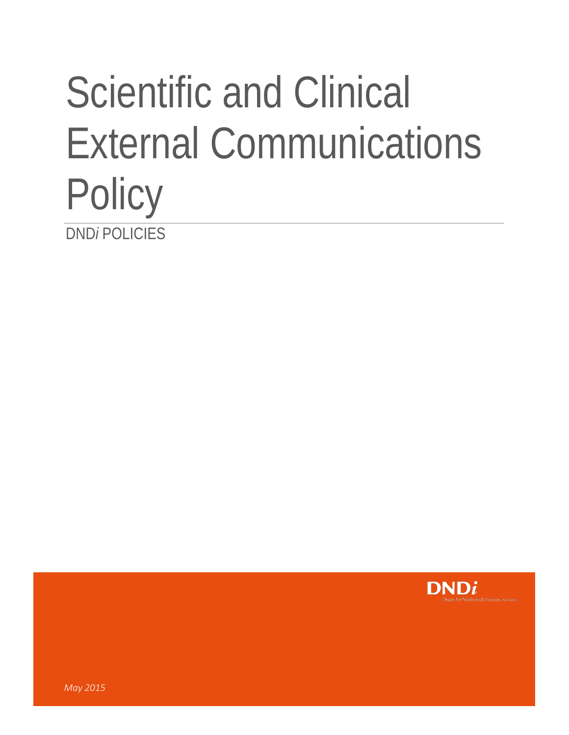# Scientific and Clinical External Communications Policy

DND*i* POLICIES

DND*i*
Drugs for Neglected Diseases *initiative*

*May 2015*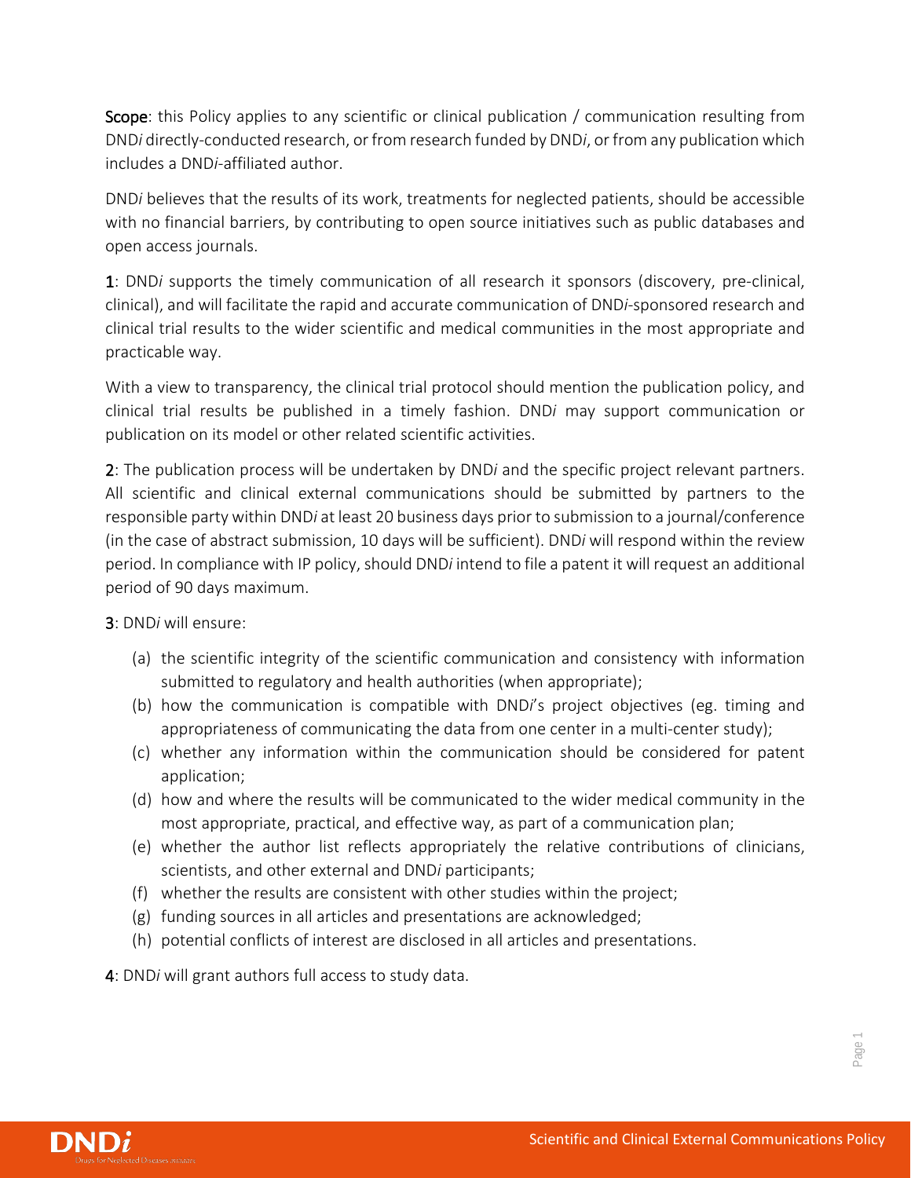**Scope**: this Policy applies to any scientific or clinical publication / communication resulting from DND*i* directly-conducted research, or from research funded by DND*i*, or from any publication which includes a DND*i*-affiliated author.

DND*i* believes that the results of its work, treatments for neglected patients, should be accessible with no financial barriers, by contributing to open source initiatives such as public databases and open access journals.

**1**: DND*i* supports the timely communication of all research it sponsors (discovery, pre-clinical, clinical), and will facilitate the rapid and accurate communication of DND*i*-sponsored research and clinical trial results to the wider scientific and medical communities in the most appropriate and practicable way.

With a view to transparency, the clinical trial protocol should mention the publication policy, and clinical trial results be published in a timely fashion. DND*i* may support communication or publication on its model or other related scientific activities.

**2**: The publication process will be undertaken by DND*i* and the specific project relevant partners. All scientific and clinical external communications should be submitted by partners to the responsible party within DND*i* at least 20 business days prior to submission to a journal/conference (in the case of abstract submission, 10 days will be sufficient). DND*i* will respond within the review period. In compliance with IP policy, should DND*i* intend to file a patent it will request an additional period of 90 days maximum.

**3**: DND*i* will ensure:

(a) the scientific integrity of the scientific communication and consistency with information submitted to regulatory and health authorities (when appropriate);

(b) how the communication is compatible with DNDi's project objectives (eg. timing and appropriateness of communicating the data from one center in a multi-center study);

(c) whether any information within the communication should be considered for patent application;

(d) how and where the results will be communicated to the wider medical community in the most appropriate, practical, and effective way, as part of a communication plan;

(e) whether the author list reflects appropriately the relative contributions of clinicians, scientists, and other external and DND*i* participants;

(f) whether the results are consistent with other studies within the project;

(g) funding sources in all articles and presentations are acknowledged;

(h) potential conflicts of interest are disclosed in all articles and presentations.

**4**: DND*i* will grant authors full access to study data.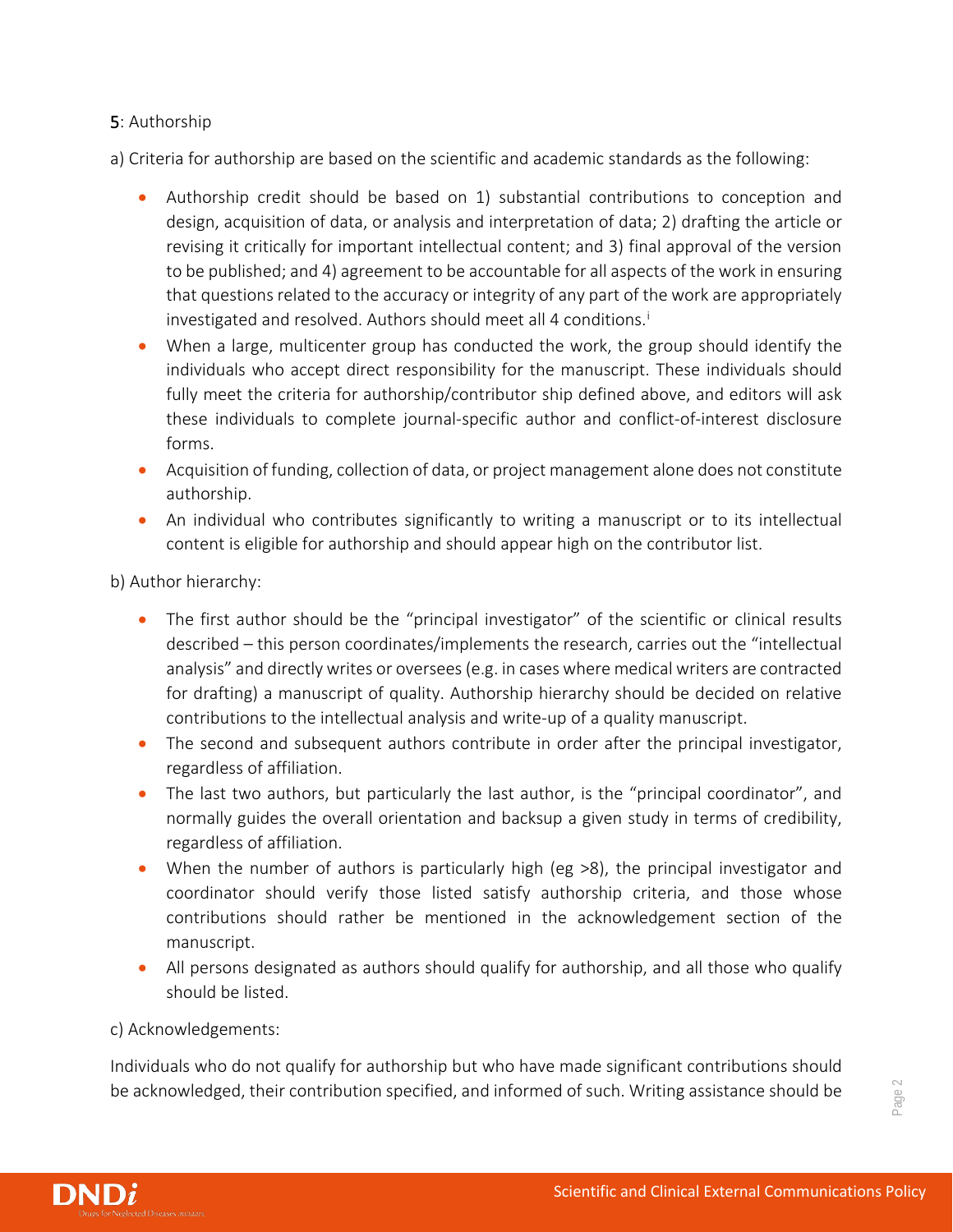## 5: Authorship

a) Criteria for authorship are based on the scientific and academic standards as the following:

- Authorship credit should be based on 1) substantial contributions to conception and design, acquisition of data, or analysis and interpretation of data; 2) drafting the article or revising it critically for important intellectual content; and 3) final approval of the version to be published; and 4) agreement to be accountable for all aspects of the work in ensuring that questions related to the accuracy or integrity of any part of the work are appropriately investigated and resolved. Authors should meet all 4 conditions.[i]
- When a large, multicenter group has conducted the work, the group should identify the individuals who accept direct responsibility for the manuscript. These individuals should fully meet the criteria for authorship/contributor ship defined above, and editors will ask these individuals to complete journal-specific author and conflict-of-interest disclosure forms.
- Acquisition of funding, collection of data, or project management alone does not constitute authorship.
- An individual who contributes significantly to writing a manuscript or to its intellectual content is eligible for authorship and should appear high on the contributor list.

b) Author hierarchy:

- The first author should be the "principal investigator" of the scientific or clinical results described – this person coordinates/implements the research, carries out the "intellectual analysis" and directly writes or oversees (e.g. in cases where medical writers are contracted for drafting) a manuscript of quality. Authorship hierarchy should be decided on relative contributions to the intellectual analysis and write-up of a quality manuscript.
- The second and subsequent authors contribute in order after the principal investigator, regardless of affiliation.
- The last two authors, but particularly the last author, is the "principal coordinator", and normally guides the overall orientation and backsup a given study in terms of credibility, regardless of affiliation.
- When the number of authors is particularly high (eg >8), the principal investigator and coordinator should verify those listed satisfy authorship criteria, and those whose contributions should rather be mentioned in the acknowledgement section of the manuscript.
- All persons designated as authors should qualify for authorship, and all those who qualify should be listed.

c) Acknowledgements:

Individuals who do not qualify for authorship but who have made significant contributions should be acknowledged, their contribution specified, and informed of such. Writing assistance should be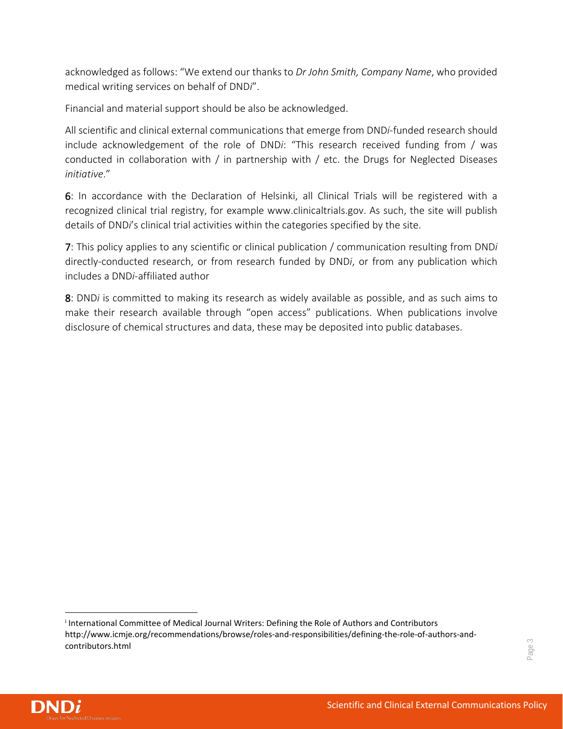acknowledged as follows: "We extend our thanks to *Dr John Smith, Company Name*, who provided medical writing services on behalf of DND*i*".

Financial and material support should be also be acknowledged.

All scientific and clinical external communications that emerge from DND*i*-funded research should include acknowledgement of the role of DND*i*: "This research received funding from / was conducted in collaboration with / in partnership with / etc. the Drugs for Neglected Diseases *initiative*."

**6**: In accordance with the Declaration of Helsinki, all Clinical Trials will be registered with a recognized clinical trial registry, for example www.clinicaltrials.gov. As such, the site will publish details of DND*i*'s clinical trial activities within the categories specified by the site.

**7**: This policy applies to any scientific or clinical publication / communication resulting from DND*i* directly-conducted research, or from research funded by DND*i*, or from any publication which includes a DND*i*-affiliated author

**8**: DND*i* is committed to making its research as widely available as possible, and as such aims to make their research available through "open access" publications. When publications involve disclosure of chemical structures and data, these may be deposited into public databases.

---

[i] International Committee of Medical Journal Writers: Defining the Role of Authors and Contributors http://www.icmje.org/recommendations/browse/roles-and-responsibilities/defining-the-role-of-authors-and-contributors.html